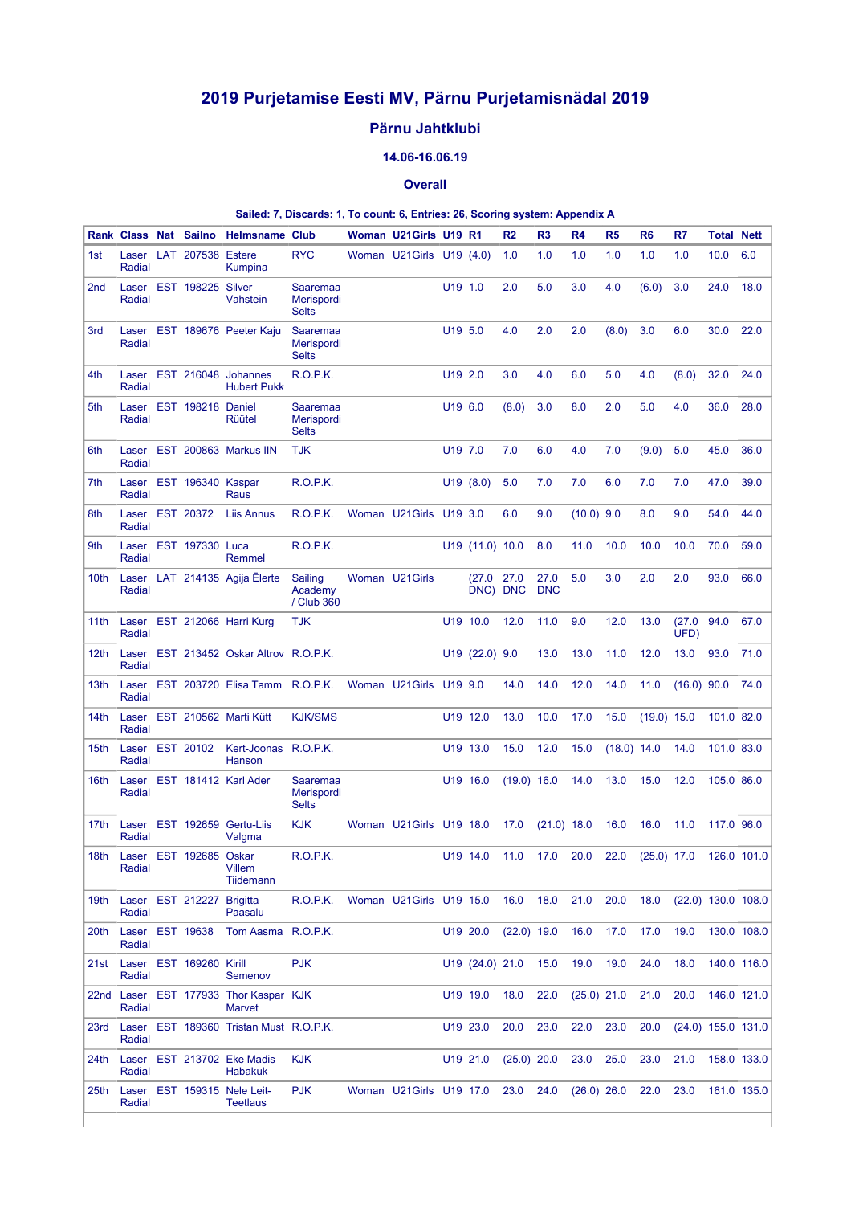# 2019 Purjetamise Eesti MV, Pärnu Purjetamisnädal 2019

## Pärnu Jahtklubi

### 14.06-16.06.19

### Overall

**Sailed: 7, Discards: 1, To count: 6, Entries: 26, Scoring system: Appendix A**

| Rank | Class | Nat | Sailno | Helmsname | Club | Woman | U21Girls | U19 | R1 | R2 | R3 | R4 | R5 | R6 | R7 | Total | Nett |
|---|---|---|---|---|---|---|---|---|---|---|---|---|---|---|---|---|---|
| 1st | Laser Radial | LAT | 207538 | Estere Kumpina | RYC | Woman | U21Girls | U19 | (4.0) | 1.0 | 1.0 | 1.0 | 1.0 | 1.0 | 1.0 | 10.0 | 6.0 |
| 2nd | Laser Radial | EST | 198225 | Silver Vahstein | Saaremaa Merispordi Selts | | | U19 | 1.0 | 2.0 | 5.0 | 3.0 | 4.0 | (6.0) | 3.0 | 24.0 | 18.0 |
| 3rd | Laser Radial | EST | 189676 | Peeter Kaju | Saaremaa Merispordi Selts | | | U19 | 5.0 | 4.0 | 2.0 | 2.0 | (8.0) | 3.0 | 6.0 | 30.0 | 22.0 |
| 4th | Laser Radial | EST | 216048 | Johannes Hubert Pukk | R.O.P.K. | | | U19 | 2.0 | 3.0 | 4.0 | 6.0 | 5.0 | 4.0 | (8.0) | 32.0 | 24.0 |
| 5th | Laser Radial | EST | 198218 | Daniel Rüütel | Saaremaa Merispordi Selts | | | U19 | 6.0 | (8.0) | 3.0 | 8.0 | 2.0 | 5.0 | 4.0 | 36.0 | 28.0 |
| 6th | Laser Radial | EST | 200863 | Markus IIN | TJK | | | U19 | 7.0 | 7.0 | 6.0 | 4.0 | 7.0 | (9.0) | 5.0 | 45.0 | 36.0 |
| 7th | Laser Radial | EST | 196340 | Kaspar Raus | R.O.P.K. | | | U19 | (8.0) | 5.0 | 7.0 | 7.0 | 6.0 | 7.0 | 7.0 | 47.0 | 39.0 |
| 8th | Laser Radial | EST | 20372 | Liis Annus | R.O.P.K. | Woman | U21Girls | U19 | 3.0 | 6.0 | 9.0 | (10.0) | 9.0 | 8.0 | 9.0 | 54.0 | 44.0 |
| 9th | Laser Radial | EST | 197330 | Luca Remmel | R.O.P.K. | | | U19 | (11.0) | 10.0 | 8.0 | 11.0 | 10.0 | 10.0 | 10.0 | 70.0 | 59.0 |
| 10th | Laser Radial | LAT | 214135 | Agija Ēlerte | Sailing Academy / Club 360 | Woman | U21Girls | | (27.0 DNC) | 27.0 DNC | 27.0 DNC | 5.0 | 3.0 | 2.0 | 2.0 | 93.0 | 66.0 |
| 11th | Laser Radial | EST | 212066 | Harri Kurg | TJK | | | U19 | 10.0 | 12.0 | 11.0 | 9.0 | 12.0 | 13.0 | (27.0 UFD) | 94.0 | 67.0 |
| 12th | Laser Radial | EST | 213452 | Oskar Altrov | R.O.P.K. | | | U19 | (22.0) | 9.0 | 13.0 | 13.0 | 11.0 | 12.0 | 13.0 | 93.0 | 71.0 |
| 13th | Laser Radial | EST | 203720 | Elisa Tamm | R.O.P.K. | Woman | U21Girls | U19 | 9.0 | 14.0 | 14.0 | 12.0 | 14.0 | 11.0 | (16.0) | 90.0 | 74.0 |
| 14th | Laser Radial | EST | 210562 | Marti Kütt | KJK/SMS | | | U19 | 12.0 | 13.0 | 10.0 | 17.0 | 15.0 | (19.0) | 15.0 | 101.0 | 82.0 |
| 15th | Laser Radial | EST | 20102 | Kert-Joonas Hanson | R.O.P.K. | | | U19 | 13.0 | 15.0 | 12.0 | 15.0 | (18.0) | 14.0 | 14.0 | 101.0 | 83.0 |
| 16th | Laser Radial | EST | 181412 | Karl Ader | Saaremaa Merispordi Selts | | | U19 | 16.0 | (19.0) | 16.0 | 14.0 | 13.0 | 15.0 | 12.0 | 105.0 | 86.0 |
| 17th | Laser Radial | EST | 192659 | Gertu-Liis Valgma | KJK | Woman | U21Girls | U19 | 18.0 | 17.0 | (21.0) | 18.0 | 16.0 | 16.0 | 11.0 | 117.0 | 96.0 |
| 18th | Laser Radial | EST | 192685 | Oskar Villem Tiidemann | R.O.P.K. | | | U19 | 14.0 | 11.0 | 17.0 | 20.0 | 22.0 | (25.0) | 17.0 | 126.0 | 101.0 |
| 19th | Laser Radial | EST | 212227 | Brigitta Paasalu | R.O.P.K. | Woman | U21Girls | U19 | 15.0 | 16.0 | 18.0 | 21.0 | 20.0 | 18.0 | (22.0) | 130.0 | 108.0 |
| 20th | Laser Radial | EST | 19638 | Tom Aasma | R.O.P.K. | | | U19 | 20.0 | (22.0) | 19.0 | 16.0 | 17.0 | 17.0 | 19.0 | 130.0 | 108.0 |
| 21st | Laser Radial | EST | 169260 | Kirill Semenov | PJK | | | U19 | (24.0) | 21.0 | 15.0 | 19.0 | 19.0 | 24.0 | 18.0 | 140.0 | 116.0 |
| 22nd | Laser Radial | EST | 177933 | Thor Kaspar Marvet | KJK | | | U19 | 19.0 | 18.0 | 22.0 | (25.0) | 21.0 | 21.0 | 20.0 | 146.0 | 121.0 |
| 23rd | Laser Radial | EST | 189360 | Tristan Must | R.O.P.K. | | | U19 | 23.0 | 20.0 | 23.0 | 22.0 | 23.0 | 20.0 | (24.0) | 155.0 | 131.0 |
| 24th | Laser Radial | EST | 213702 | Eke Madis Habakuk | KJK | | | U19 | 21.0 | (25.0) | 20.0 | 23.0 | 25.0 | 23.0 | 21.0 | 158.0 | 133.0 |
| 25th | Laser Radial | EST | 159315 | Nele Leit-Teetlaus | PJK | Woman | U21Girls | U19 | 17.0 | 23.0 | 24.0 | (26.0) | 26.0 | 22.0 | 23.0 | 161.0 | 135.0 |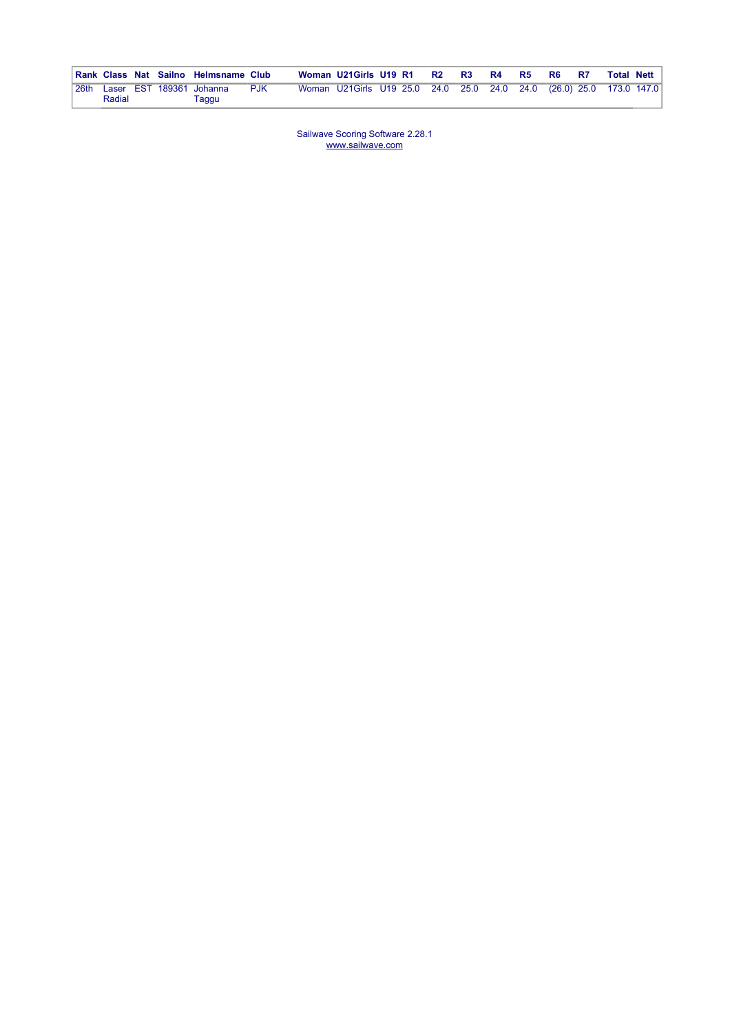| Rank | Class | Nat | Sailno | Helmsname | Club | Woman | U21Girls | U19 | R1 | R2 | R3 | R4 | R5 | R6 | R7 | Total | Nett |
|---|---|---|---|---|---|---|---|---|---|---|---|---|---|---|---|---|---|
| 26th | Laser Radial | EST | 189361 | Johanna Taggu | PJK | Woman | U21Girls | U19 | 25.0 | 24.0 | 25.0 | 24.0 | 24.0 | (26.0) | 25.0 | 173.0 | 147.0 |

Sailwave Scoring Software 2.28.1
www.sailwave.com